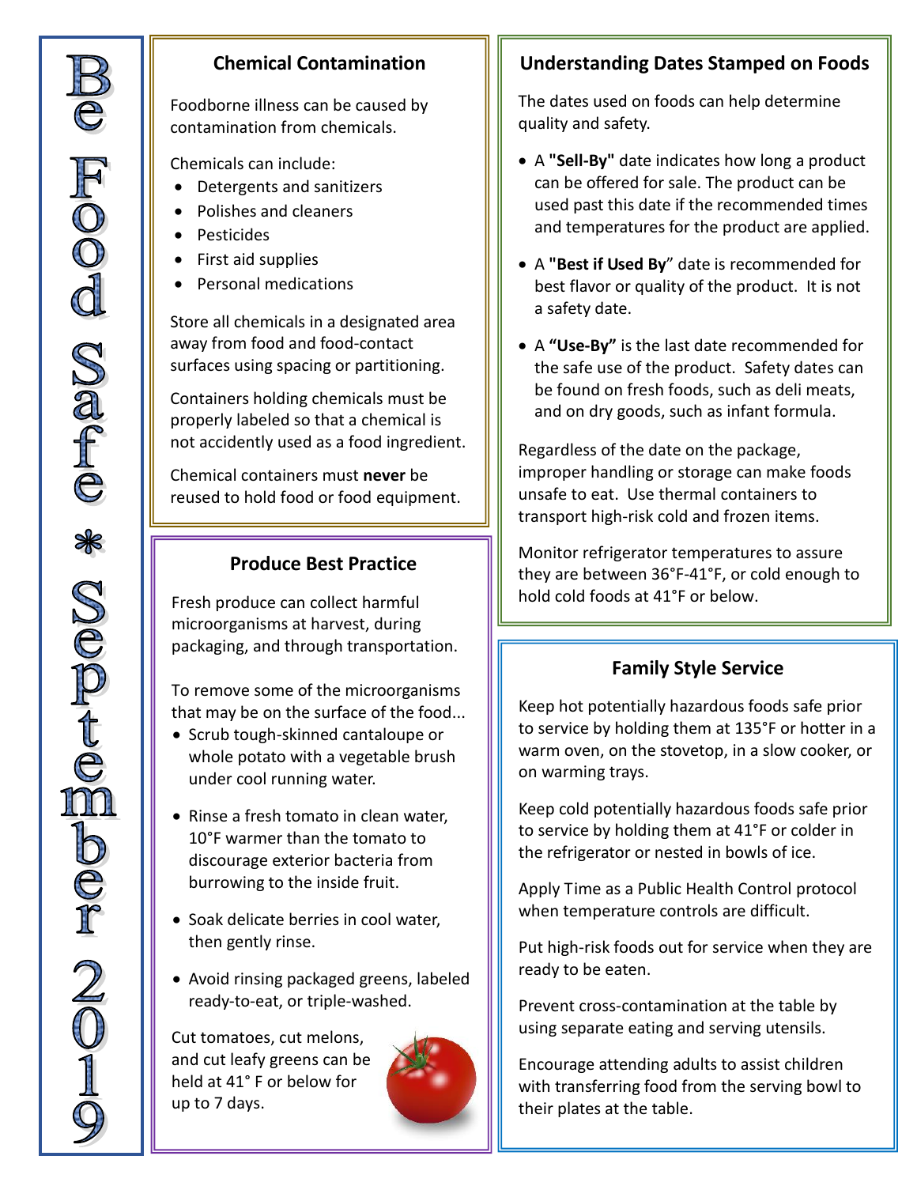# Be Food Safe * September 2019

## Chemical Contamination

Foodborne illness can be caused by contamination from chemicals.

Chemicals can include:

- Detergents and sanitizers
- Polishes and cleaners
- Pesticides
- First aid supplies
- Personal medications

Store all chemicals in a designated area away from food and food-contact surfaces using spacing or partitioning.

Containers holding chemicals must be properly labeled so that a chemical is not accidently used as a food ingredient.

Chemical containers must **never** be reused to hold food or food equipment.

## Produce Best Practice

Fresh produce can collect harmful microorganisms at harvest, during packaging, and through transportation.

To remove some of the microorganisms that may be on the surface of the food...

- Scrub tough-skinned cantaloupe or whole potato with a vegetable brush under cool running water.
- Rinse a fresh tomato in clean water, 10°F warmer than the tomato to discourage exterior bacteria from burrowing to the inside fruit.
- Soak delicate berries in cool water, then gently rinse.
- Avoid rinsing packaged greens, labeled ready-to-eat, or triple-washed.

Cut tomatoes, cut melons, and cut leafy greens can be held at 41° F or below for up to 7 days.

## Understanding Dates Stamped on Foods

The dates used on foods can help determine quality and safety.

- A **"Sell-By"** date indicates how long a product can be offered for sale. The product can be used past this date if the recommended times and temperatures for the product are applied.
- A **"Best if Used By"** date is recommended for best flavor or quality of the product. It is not a safety date.
- A **"Use-By"** is the last date recommended for the safe use of the product. Safety dates can be found on fresh foods, such as deli meats, and on dry goods, such as infant formula.

Regardless of the date on the package, improper handling or storage can make foods unsafe to eat. Use thermal containers to transport high-risk cold and frozen items.

Monitor refrigerator temperatures to assure they are between 36°F-41°F, or cold enough to hold cold foods at 41°F or below.

## Family Style Service

Keep hot potentially hazardous foods safe prior to service by holding them at 135°F or hotter in a warm oven, on the stovetop, in a slow cooker, or on warming trays.

Keep cold potentially hazardous foods safe prior to service by holding them at 41°F or colder in the refrigerator or nested in bowls of ice.

Apply Time as a Public Health Control protocol when temperature controls are difficult.

Put high-risk foods out for service when they are ready to be eaten.

Prevent cross-contamination at the table by using separate eating and serving utensils.

Encourage attending adults to assist children with transferring food from the serving bowl to their plates at the table.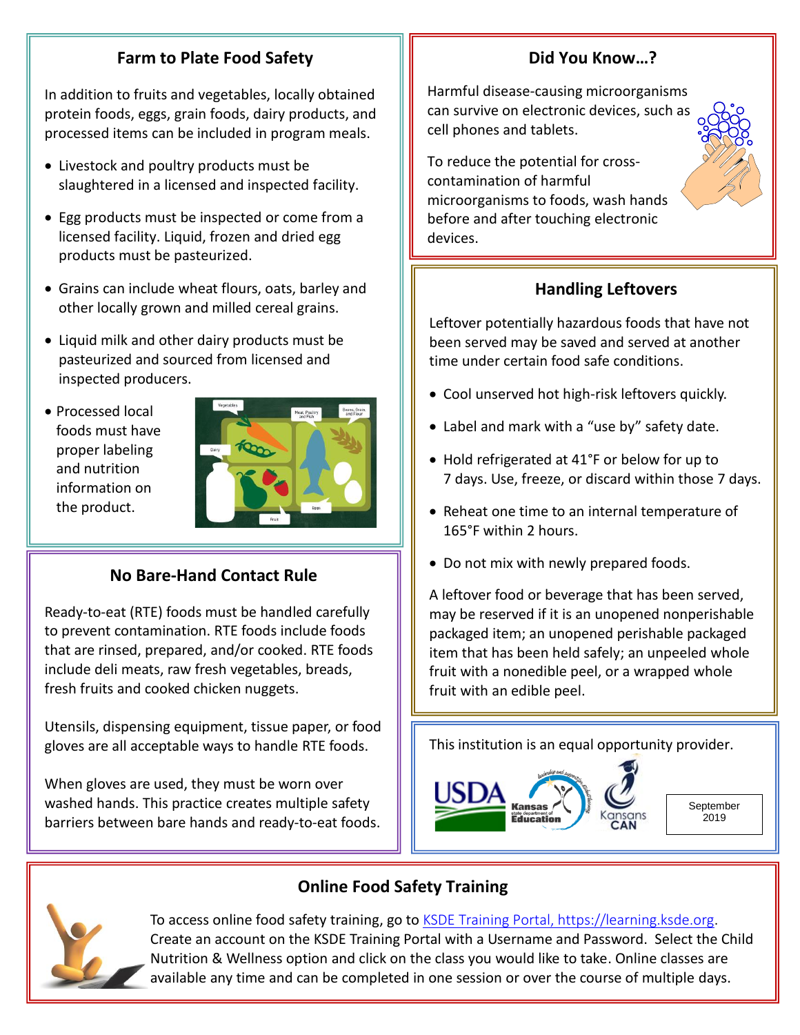## Farm to Plate Food Safety

In addition to fruits and vegetables, locally obtained protein foods, eggs, grain foods, dairy products, and processed items can be included in program meals.

- Livestock and poultry products must be slaughtered in a licensed and inspected facility.
- Egg products must be inspected or come from a licensed facility. Liquid, frozen and dried egg products must be pasteurized.
- Grains can include wheat flours, oats, barley and other locally grown and milled cereal grains.
- Liquid milk and other dairy products must be pasteurized and sourced from licensed and inspected producers.
- Processed local foods must have proper labeling and nutrition information on the product.

## No Bare-Hand Contact Rule

Ready-to-eat (RTE) foods must be handled carefully to prevent contamination. RTE foods include foods that are rinsed, prepared, and/or cooked. RTE foods include deli meats, raw fresh vegetables, breads, fresh fruits and cooked chicken nuggets.

Utensils, dispensing equipment, tissue paper, or food gloves are all acceptable ways to handle RTE foods.

When gloves are used, they must be worn over washed hands. This practice creates multiple safety barriers between bare hands and ready-to-eat foods.

## Did You Know…?

Harmful disease-causing microorganisms can survive on electronic devices, such as cell phones and tablets.

To reduce the potential for cross-contamination of harmful microorganisms to foods, wash hands before and after touching electronic devices.

## Handling Leftovers

Leftover potentially hazardous foods that have not been served may be saved and served at another time under certain food safe conditions.

- Cool unserved hot high-risk leftovers quickly.
- Label and mark with a "use by" safety date.
- Hold refrigerated at 41°F or below for up to 7 days. Use, freeze, or discard within those 7 days.
- Reheat one time to an internal temperature of 165°F within 2 hours.
- Do not mix with newly prepared foods.

A leftover food or beverage that has been served, may be reserved if it is an unopened nonperishable packaged item; an unopened perishable packaged item that has been held safely; an unpeeled whole fruit with a nonedible peel, or a wrapped whole fruit with an edible peel.

This institution is an equal opportunity provider.

September 2019

## Online Food Safety Training

To access online food safety training, go to [KSDE Training Portal, https://learning.ksde.org](https://learning.ksde.org). Create an account on the KSDE Training Portal with a Username and Password. Select the Child Nutrition & Wellness option and click on the class you would like to take. Online classes are available any time and can be completed in one session or over the course of multiple days.